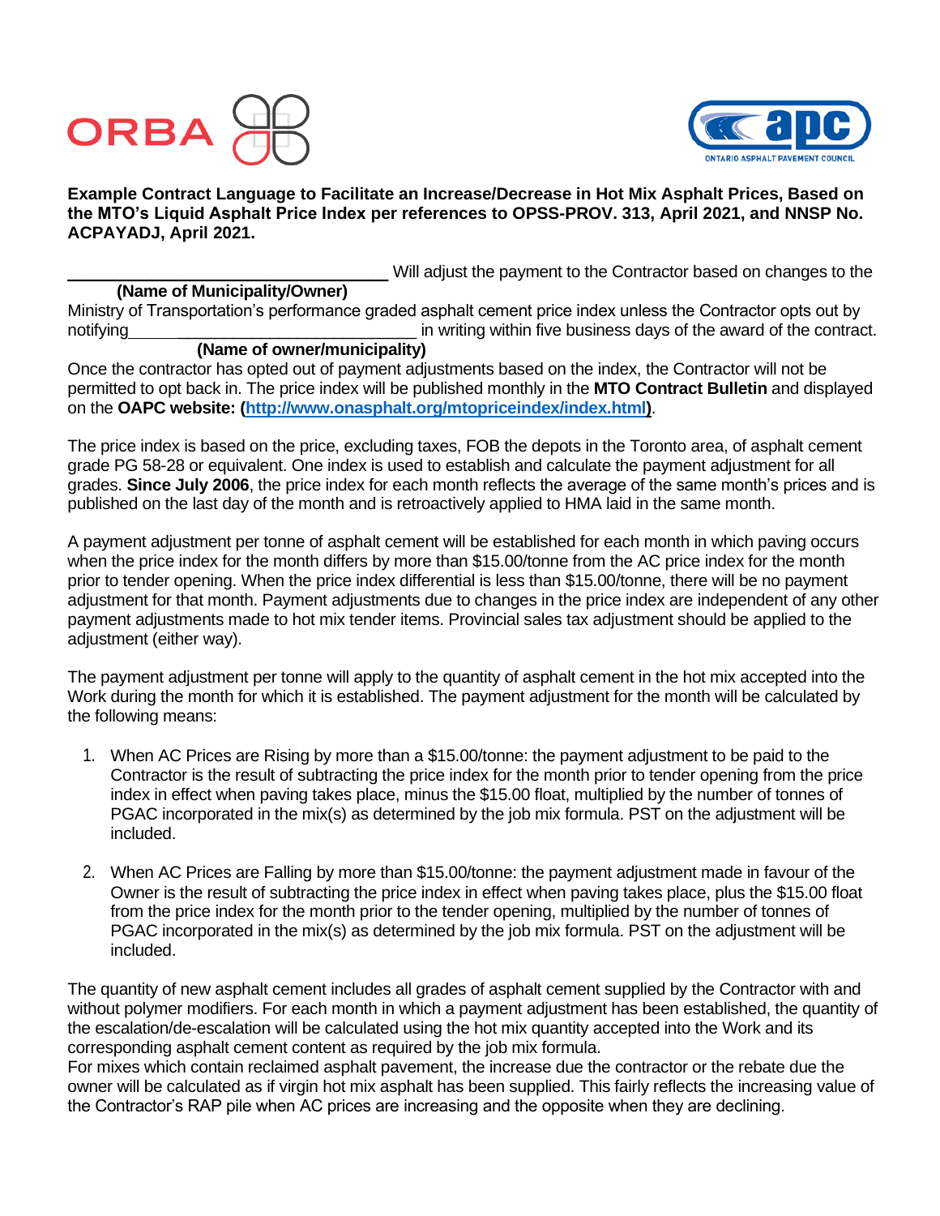**Example Contract Language to Facilitate an Increase/Decrease in Hot Mix Asphalt Prices, Based on the MTO's Liquid Asphalt Price Index per references to OPSS-PROV. 313, April 2021, and NNSP No. ACPAYADJ, April 2021.**

_________________________________ Will adjust the payment to the Contractor based on changes to the
**(Name of Municipality/Owner)**
Ministry of Transportation's performance graded asphalt cement price index unless the Contractor opts out by notifying_____________________________ in writing within five business days of the award of the contract.
**(Name of owner/municipality)**
Once the contractor has opted out of payment adjustments based on the index, the Contractor will not be permitted to opt back in. The price index will be published monthly in the **MTO Contract Bulletin** and displayed on the **OAPC website: (http://www.onasphalt.org/mtopriceindex/index.html)**.

The price index is based on the price, excluding taxes, FOB the depots in the Toronto area, of asphalt cement grade PG 58-28 or equivalent. One index is used to establish and calculate the payment adjustment for all grades. **Since July 2006**, the price index for each month reflects the average of the same month's prices and is published on the last day of the month and is retroactively applied to HMA laid in the same month.

A payment adjustment per tonne of asphalt cement will be established for each month in which paving occurs when the price index for the month differs by more than $15.00/tonne from the AC price index for the month prior to tender opening. When the price index differential is less than $15.00/tonne, there will be no payment adjustment for that month. Payment adjustments due to changes in the price index are independent of any other payment adjustments made to hot mix tender items. Provincial sales tax adjustment should be applied to the adjustment (either way).

The payment adjustment per tonne will apply to the quantity of asphalt cement in the hot mix accepted into the Work during the month for which it is established. The payment adjustment for the month will be calculated by the following means:

1. When AC Prices are Rising by more than a $15.00/tonne: the payment adjustment to be paid to the Contractor is the result of subtracting the price index for the month prior to tender opening from the price index in effect when paving takes place, minus the $15.00 float, multiplied by the number of tonnes of PGAC incorporated in the mix(s) as determined by the job mix formula. PST on the adjustment will be included.

2. When AC Prices are Falling by more than $15.00/tonne: the payment adjustment made in favour of the Owner is the result of subtracting the price index in effect when paving takes place, plus the $15.00 float from the price index for the month prior to the tender opening, multiplied by the number of tonnes of PGAC incorporated in the mix(s) as determined by the job mix formula. PST on the adjustment will be included.

The quantity of new asphalt cement includes all grades of asphalt cement supplied by the Contractor with and without polymer modifiers. For each month in which a payment adjustment has been established, the quantity of the escalation/de-escalation will be calculated using the hot mix quantity accepted into the Work and its corresponding asphalt cement content as required by the job mix formula.
For mixes which contain reclaimed asphalt pavement, the increase due the contractor or the rebate due the owner will be calculated as if virgin hot mix asphalt has been supplied. This fairly reflects the increasing value of the Contractor's RAP pile when AC prices are increasing and the opposite when they are declining.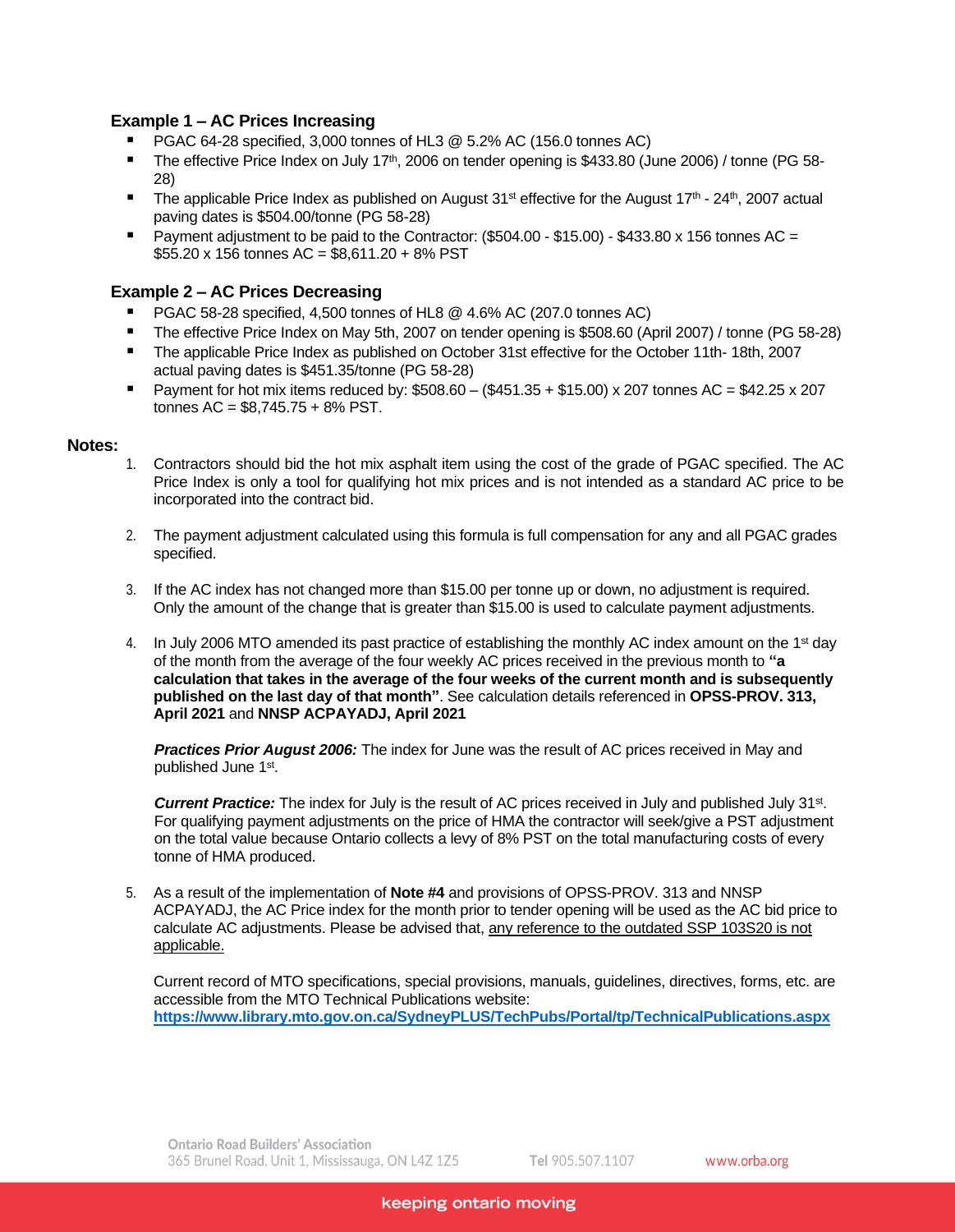### Example 1 – AC Prices Increasing

- PGAC 64-28 specified, 3,000 tonnes of HL3 @ 5.2% AC (156.0 tonnes AC)
- The effective Price Index on July 17th, 2006 on tender opening is $433.80 (June 2006) / tonne (PG 58-28)
- The applicable Price Index as published on August 31st effective for the August 17th - 24th, 2007 actual paving dates is $504.00/tonne (PG 58-28)
- Payment adjustment to be paid to the Contractor: ($504.00 - $15.00) - $433.80 x 156 tonnes AC = $55.20 x 156 tonnes AC = $8,611.20 + 8% PST

### Example 2 – AC Prices Decreasing

- PGAC 58-28 specified, 4,500 tonnes of HL8 @ 4.6% AC (207.0 tonnes AC)
- The effective Price Index on May 5th, 2007 on tender opening is $508.60 (April 2007) / tonne (PG 58-28)
- The applicable Price Index as published on October 31st effective for the October 11th- 18th, 2007 actual paving dates is $451.35/tonne (PG 58-28)
- Payment for hot mix items reduced by: $508.60 – ($451.35 + $15.00) x 207 tonnes AC = $42.25 x 207 tonnes AC = $8,745.75 + 8% PST.

## Notes:

1. Contractors should bid the hot mix asphalt item using the cost of the grade of PGAC specified. The AC Price Index is only a tool for qualifying hot mix prices and is not intended as a standard AC price to be incorporated into the contract bid.

2. The payment adjustment calculated using this formula is full compensation for any and all PGAC grades specified.

3. If the AC index has not changed more than $15.00 per tonne up or down, no adjustment is required. Only the amount of the change that is greater than $15.00 is used to calculate payment adjustments.

4. In July 2006 MTO amended its past practice of establishing the monthly AC index amount on the 1st day of the month from the average of the four weekly AC prices received in the previous month to **"a calculation that takes in the average of the four weeks of the current month and is subsequently published on the last day of that month"**. See calculation details referenced in **OPSS-PROV. 313, April 2021** and **NNSP ACPAYADJ, April 2021**

   ***Practices Prior August 2006:*** The index for June was the result of AC prices received in May and published June 1st.

   ***Current Practice:*** The index for July is the result of AC prices received in July and published July 31st. For qualifying payment adjustments on the price of HMA the contractor will seek/give a PST adjustment on the total value because Ontario collects a levy of 8% PST on the total manufacturing costs of every tonne of HMA produced.

5. As a result of the implementation of **Note #4** and provisions of OPSS-PROV. 313 and NNSP ACPAYADJ, the AC Price index for the month prior to tender opening will be used as the AC bid price to calculate AC adjustments. Please be advised that, any reference to the outdated SSP 103S20 is not applicable.

   Current record of MTO specifications, special provisions, manuals, guidelines, directives, forms, etc. are accessible from the MTO Technical Publications website: **https://www.library.mto.gov.on.ca/SydneyPLUS/TechPubs/Portal/tp/TechnicalPublications.aspx**